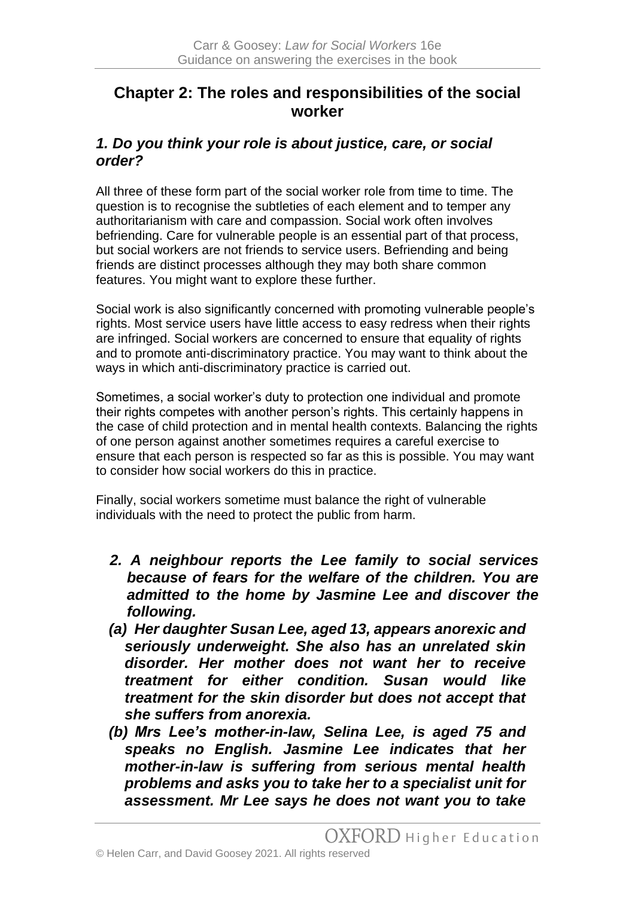## Chapter 2: The roles and responsibilities of the social worker

### *1. Do you think your role is about justice, care, or social order?*

All three of these form part of the social worker role from time to time. The question is to recognise the subtleties of each element and to temper any authoritarianism with care and compassion. Social work often involves befriending. Care for vulnerable people is an essential part of that process, but social workers are not friends to service users. Befriending and being friends are distinct processes although they may both share common features. You might want to explore these further.

Social work is also significantly concerned with promoting vulnerable people's rights. Most service users have little access to easy redress when their rights are infringed. Social workers are concerned to ensure that equality of rights and to promote anti-discriminatory practice. You may want to think about the ways in which anti-discriminatory practice is carried out.

Sometimes, a social worker's duty to protection one individual and promote their rights competes with another person's rights. This certainly happens in the case of child protection and in mental health contexts. Balancing the rights of one person against another sometimes requires a careful exercise to ensure that each person is respected so far as this is possible. You may want to consider how social workers do this in practice.

Finally, social workers sometime must balance the right of vulnerable individuals with the need to protect the public from harm.

***2. A neighbour reports the Lee family to social services because of fears for the welfare of the children. You are admitted to the home by Jasmine Lee and discover the following.***

***(a) Her daughter Susan Lee, aged 13, appears anorexic and seriously underweight. She also has an unrelated skin disorder. Her mother does not want her to receive treatment for either condition. Susan would like treatment for the skin disorder but does not accept that she suffers from anorexia.***

***(b) Mrs Lee's mother-in-law, Selina Lee, is aged 75 and speaks no English. Jasmine Lee indicates that her mother-in-law is suffering from serious mental health problems and asks you to take her to a specialist unit for assessment. Mr Lee says he does not want you to take***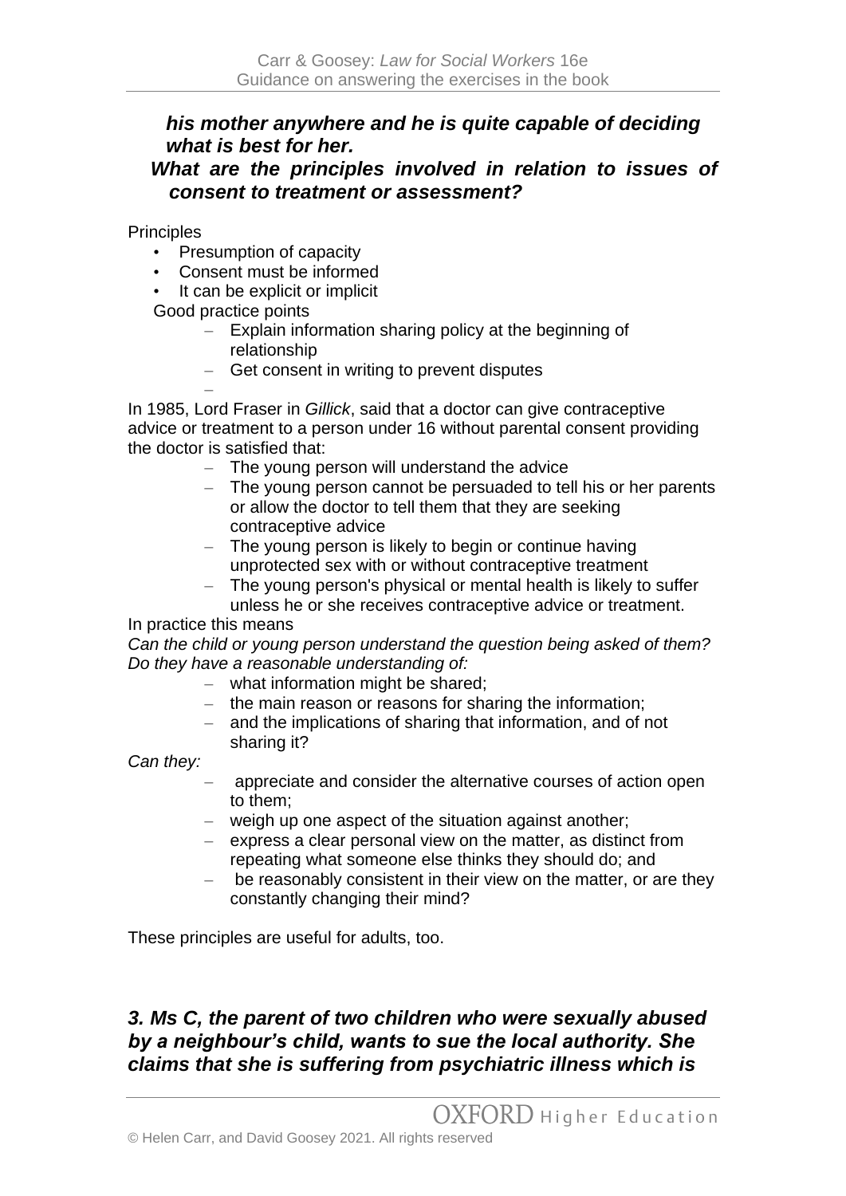***his mother anywhere and he is quite capable of deciding what is best for her.***

***What are the principles involved in relation to issues of consent to treatment or assessment?***

Principles

- Presumption of capacity
- Consent must be informed
- It can be explicit or implicit

Good practice points

- Explain information sharing policy at the beginning of relationship
- Get consent in writing to prevent disputes

In 1985, Lord Fraser in *Gillick*, said that a doctor can give contraceptive advice or treatment to a person under 16 without parental consent providing the doctor is satisfied that:

- The young person will understand the advice
- The young person cannot be persuaded to tell his or her parents or allow the doctor to tell them that they are seeking contraceptive advice
- The young person is likely to begin or continue having unprotected sex with or without contraceptive treatment
- The young person's physical or mental health is likely to suffer unless he or she receives contraceptive advice or treatment.

In practice this means

*Can the child or young person understand the question being asked of them? Do they have a reasonable understanding of:*

- what information might be shared;
- the main reason or reasons for sharing the information;
- and the implications of sharing that information, and of not sharing it?

*Can they:*

- appreciate and consider the alternative courses of action open to them;
- weigh up one aspect of the situation against another;
- express a clear personal view on the matter, as distinct from repeating what someone else thinks they should do; and
- be reasonably consistent in their view on the matter, or are they constantly changing their mind?

These principles are useful for adults, too.

***3. Ms C, the parent of two children who were sexually abused by a neighbour's child, wants to sue the local authority. She claims that she is suffering from psychiatric illness which is***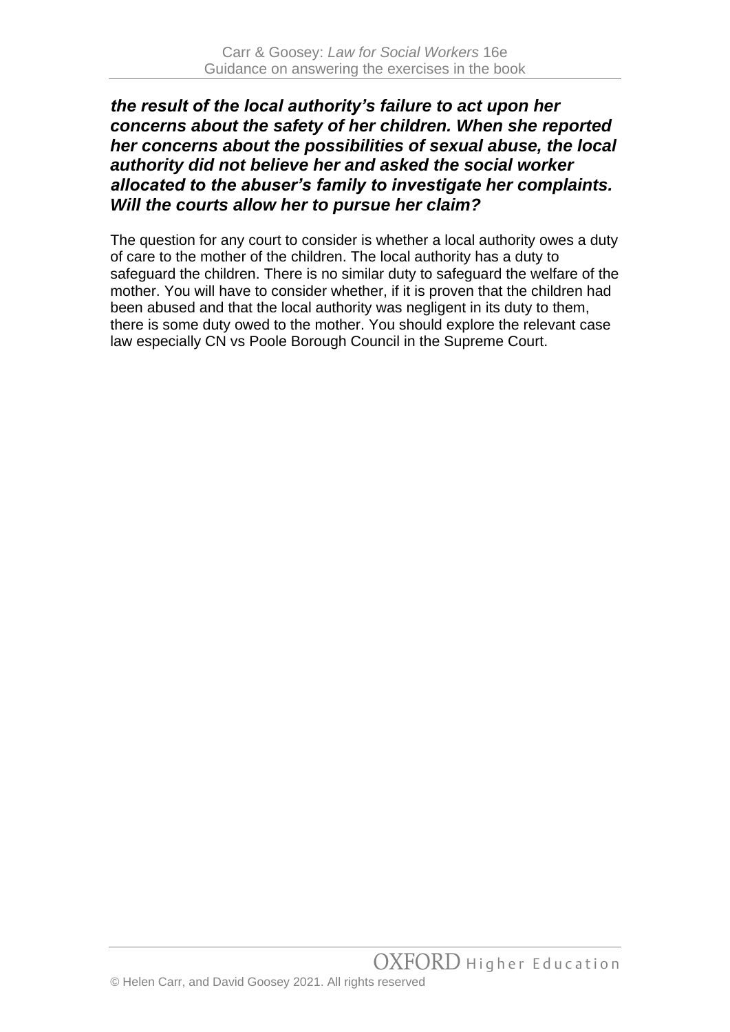***the result of the local authority's failure to act upon her concerns about the safety of her children. When she reported her concerns about the possibilities of sexual abuse, the local authority did not believe her and asked the social worker allocated to the abuser's family to investigate her complaints. Will the courts allow her to pursue her claim?***

The question for any court to consider is whether a local authority owes a duty of care to the mother of the children. The local authority has a duty to safeguard the children. There is no similar duty to safeguard the welfare of the mother. You will have to consider whether, if it is proven that the children had been abused and that the local authority was negligent in its duty to them, there is some duty owed to the mother. You should explore the relevant case law especially CN vs Poole Borough Council in the Supreme Court.